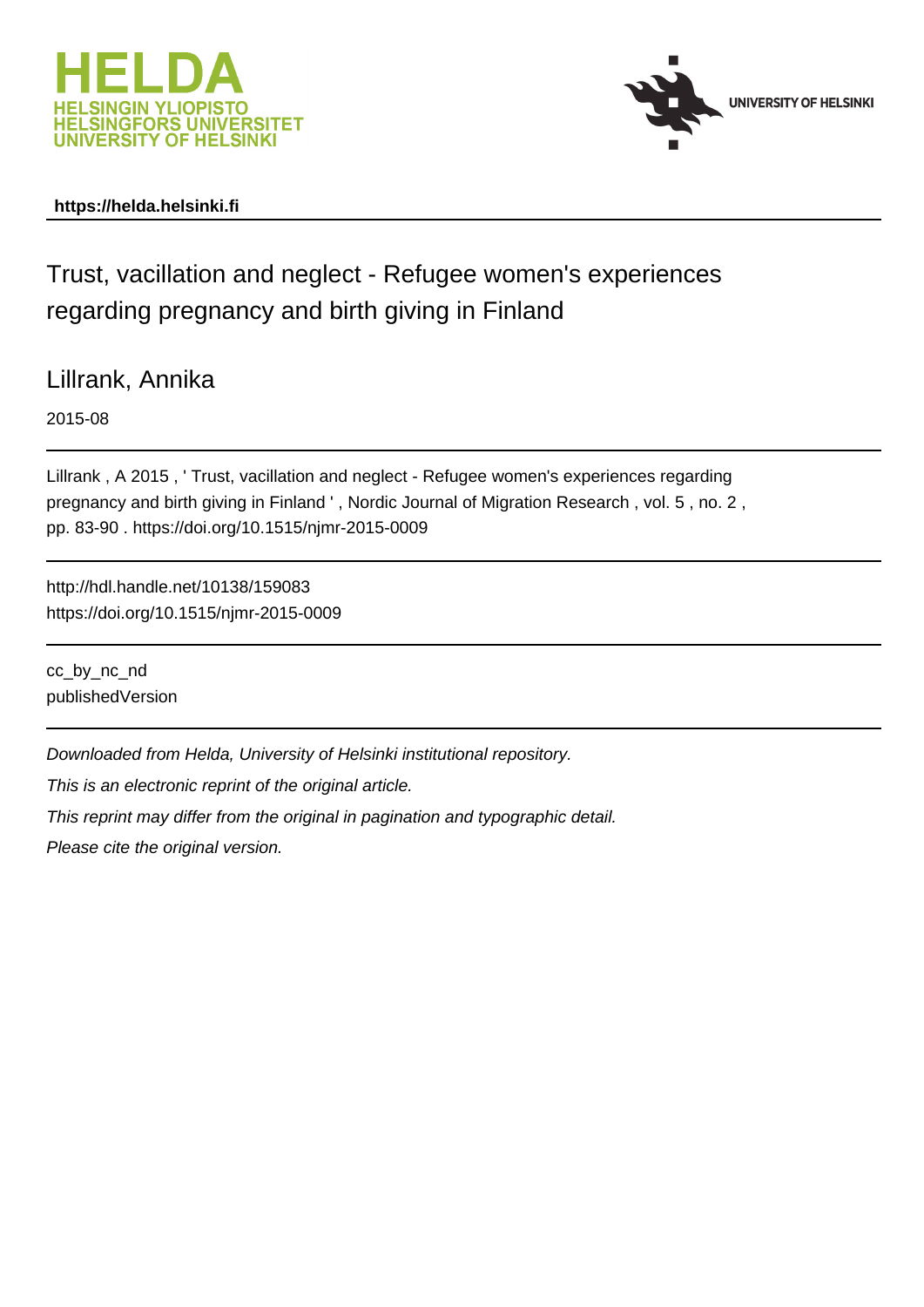HELDA
HELSINGIN YLIOPISTO
HELSINGFORS UNIVERSITET
UNIVERSITY OF HELSINKI

UNIVERSITY OF HELSINKI

**https://helda.helsinki.fi**

# Trust, vacillation and neglect - Refugee women's experiences regarding pregnancy and birth giving in Finland

Lillrank, Annika

2015-08

Lillrank , A 2015 , ' Trust, vacillation and neglect - Refugee women's experiences regarding pregnancy and birth giving in Finland ' , Nordic Journal of Migration Research , vol. 5 , no. 2 , pp. 83-90 . https://doi.org/10.1515/njmr-2015-0009

http://hdl.handle.net/10138/159083
https://doi.org/10.1515/njmr-2015-0009

cc_by_nc_nd
publishedVersion

*Downloaded from Helda, University of Helsinki institutional repository.*

*This is an electronic reprint of the original article.*

*This reprint may differ from the original in pagination and typographic detail.*

*Please cite the original version.*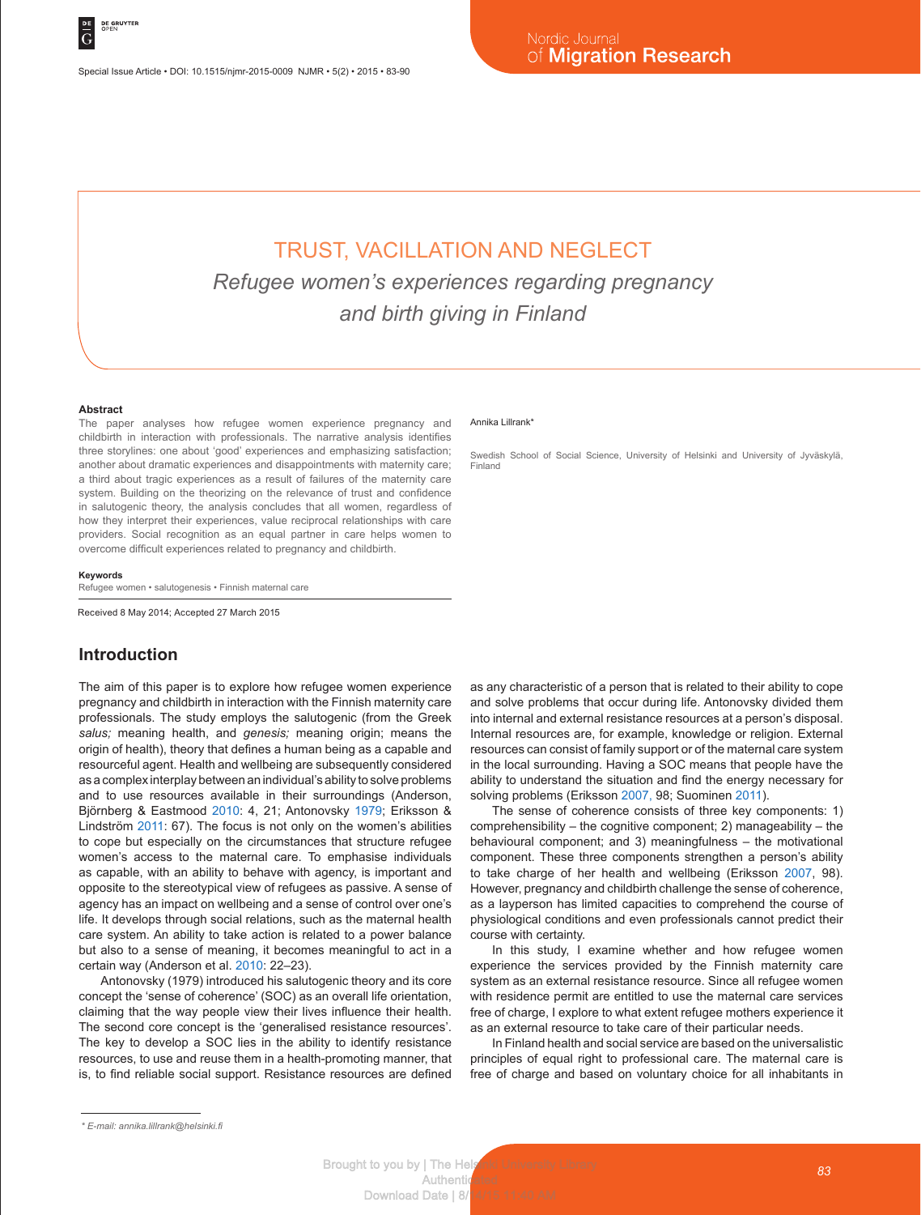# TRUST, VACILLATION AND NEGLECT

## *Refugee women's experiences regarding pregnancy and birth giving in Finland*

Annika Lillrank*

Swedish School of Social Science, University of Helsinki and University of Jyväskylä, Finland

### Abstract

The paper analyses how refugee women experience pregnancy and childbirth in interaction with professionals. The narrative analysis identifies three storylines: one about 'good' experiences and emphasizing satisfaction; another about dramatic experiences and disappointments with maternity care; a third about tragic experiences as a result of failures of the maternity care system. Building on the theorizing on the relevance of trust and confidence in salutogenic theory, the analysis concludes that all women, regardless of how they interpret their experiences, value reciprocal relationships with care providers. Social recognition as an equal partner in care helps women to overcome difficult experiences related to pregnancy and childbirth.

### Keywords

Refugee women • salutogenesis • Finnish maternal care

Received 8 May 2014; Accepted 27 March 2015

## Introduction

The aim of this paper is to explore how refugee women experience pregnancy and childbirth in interaction with the Finnish maternity care professionals. The study employs the salutogenic (from the Greek *salus;* meaning health, and *genesis;* meaning origin; means the origin of health), theory that defines a human being as a capable and resourceful agent. Health and wellbeing are subsequently considered as a complex interplay between an individual's ability to solve problems and to use resources available in their surroundings (Anderson, Björnberg & Eastmood 2010: 4, 21; Antonovsky 1979; Eriksson & Lindström 2011: 67). The focus is not only on the women's abilities to cope but especially on the circumstances that structure refugee women's access to the maternal care. To emphasise individuals as capable, with an ability to behave with agency, is important and opposite to the stereotypical view of refugees as passive. A sense of agency has an impact on wellbeing and a sense of control over one's life. It develops through social relations, such as the maternal health care system. An ability to take action is related to a power balance but also to a sense of meaning, it becomes meaningful to act in a certain way (Anderson et al. 2010: 22–23).

Antonovsky (1979) introduced his salutogenic theory and its core concept the 'sense of coherence' (SOC) as an overall life orientation, claiming that the way people view their lives influence their health. The second core concept is the 'generalised resistance resources'. The key to develop a SOC lies in the ability to identify resistance resources, to use and reuse them in a health-promoting manner, that is, to find reliable social support. Resistance resources are defined as any characteristic of a person that is related to their ability to cope and solve problems that occur during life. Antonovsky divided them into internal and external resistance resources at a person's disposal. Internal resources are, for example, knowledge or religion. External resources can consist of family support or of the maternal care system in the local surrounding. Having a SOC means that people have the ability to understand the situation and find the energy necessary for solving problems (Eriksson 2007, 98; Suominen 2011).

The sense of coherence consists of three key components: 1) comprehensibility – the cognitive component; 2) manageability – the behavioural component; and 3) meaningfulness – the motivational component. These three components strengthen a person's ability to take charge of her health and wellbeing (Eriksson 2007, 98). However, pregnancy and childbirth challenge the sense of coherence, as a layperson has limited capacities to comprehend the course of physiological conditions and even professionals cannot predict their course with certainty.

In this study, I examine whether and how refugee women experience the services provided by the Finnish maternity care system as an external resistance resource. Since all refugee women with residence permit are entitled to use the maternal care services free of charge, I explore to what extent refugee mothers experience it as an external resource to take care of their particular needs.

In Finland health and social service are based on the universalistic principles of equal right to professional care. The maternal care is free of charge and based on voluntary choice for all inhabitants in

\* E-mail: annika.lillrank@helsinki.fi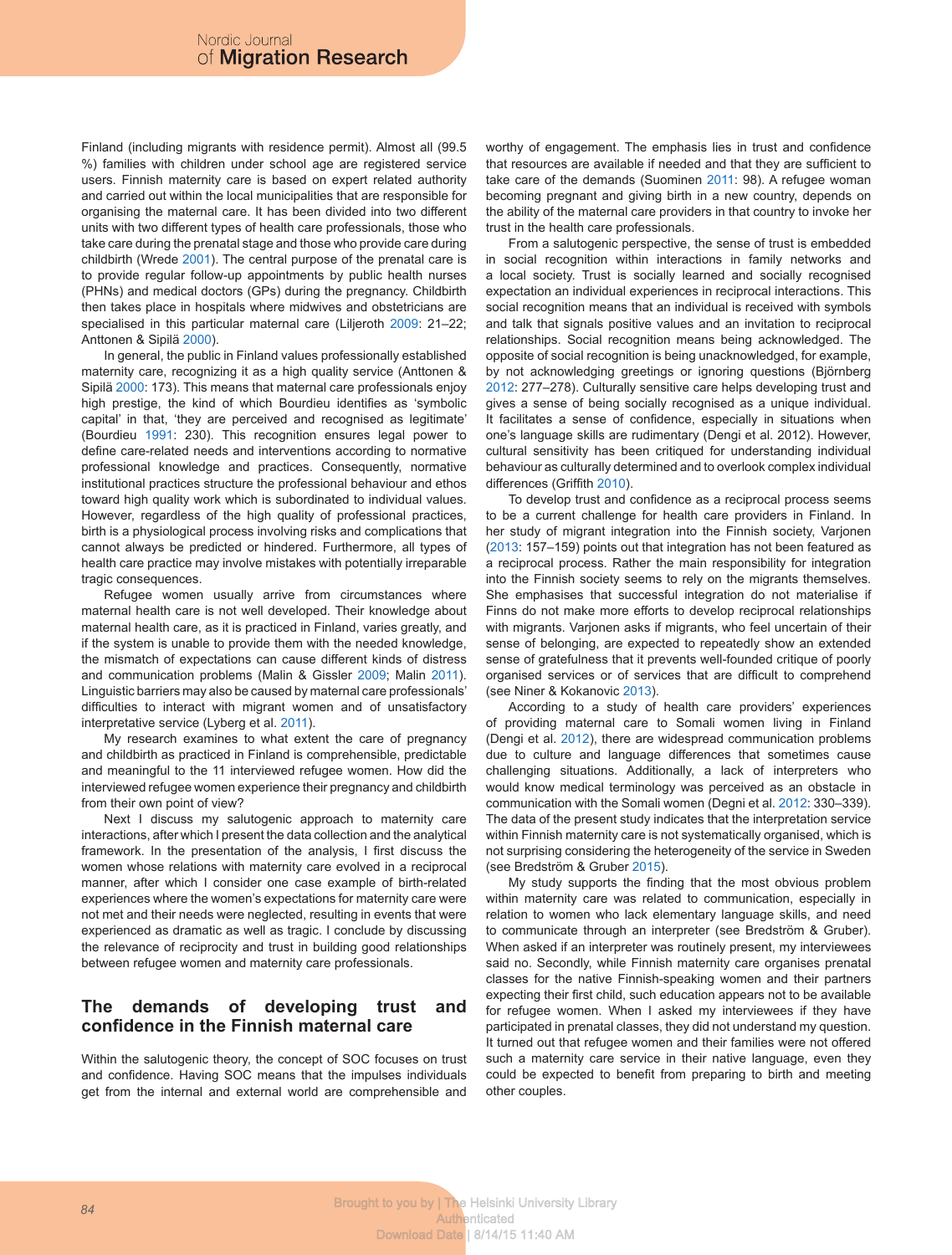Finland (including migrants with residence permit). Almost all (99.5 %) families with children under school age are registered service users. Finnish maternity care is based on expert related authority and carried out within the local municipalities that are responsible for organising the maternal care. It has been divided into two different units with two different types of health care professionals, those who take care during the prenatal stage and those who provide care during childbirth (Wrede 2001). The central purpose of the prenatal care is to provide regular follow-up appointments by public health nurses (PHNs) and medical doctors (GPs) during the pregnancy. Childbirth then takes place in hospitals where midwives and obstetricians are specialised in this particular maternal care (Liljeroth 2009: 21–22; Anttonen & Sipilä 2000).

In general, the public in Finland values professionally established maternity care, recognizing it as a high quality service (Anttonen & Sipilä 2000: 173). This means that maternal care professionals enjoy high prestige, the kind of which Bourdieu identifies as 'symbolic capital' in that, 'they are perceived and recognised as legitimate' (Bourdieu 1991: 230). This recognition ensures legal power to define care-related needs and interventions according to normative professional knowledge and practices. Consequently, normative institutional practices structure the professional behaviour and ethos toward high quality work which is subordinated to individual values. However, regardless of the high quality of professional practices, birth is a physiological process involving risks and complications that cannot always be predicted or hindered. Furthermore, all types of health care practice may involve mistakes with potentially irreparable tragic consequences.

Refugee women usually arrive from circumstances where maternal health care is not well developed. Their knowledge about maternal health care, as it is practiced in Finland, varies greatly, and if the system is unable to provide them with the needed knowledge, the mismatch of expectations can cause different kinds of distress and communication problems (Malin & Gissler 2009; Malin 2011). Linguistic barriers may also be caused by maternal care professionals' difficulties to interact with migrant women and of unsatisfactory interpretative service (Lyberg et al. 2011).

My research examines to what extent the care of pregnancy and childbirth as practiced in Finland is comprehensible, predictable and meaningful to the 11 interviewed refugee women. How did the interviewed refugee women experience their pregnancy and childbirth from their own point of view?

Next I discuss my salutogenic approach to maternity care interactions, after which I present the data collection and the analytical framework. In the presentation of the analysis, I first discuss the women whose relations with maternity care evolved in a reciprocal manner, after which I consider one case example of birth-related experiences where the women's expectations for maternity care were not met and their needs were neglected, resulting in events that were experienced as dramatic as well as tragic. I conclude by discussing the relevance of reciprocity and trust in building good relationships between refugee women and maternity care professionals.

## The demands of developing trust and confidence in the Finnish maternal care

Within the salutogenic theory, the concept of SOC focuses on trust and confidence. Having SOC means that the impulses individuals get from the internal and external world are comprehensible and worthy of engagement. The emphasis lies in trust and confidence that resources are available if needed and that they are sufficient to take care of the demands (Suominen 2011: 98). A refugee woman becoming pregnant and giving birth in a new country, depends on the ability of the maternal care providers in that country to invoke her trust in the health care professionals.

From a salutogenic perspective, the sense of trust is embedded in social recognition within interactions in family networks and a local society. Trust is socially learned and socially recognised expectation an individual experiences in reciprocal interactions. This social recognition means that an individual is received with symbols and talk that signals positive values and an invitation to reciprocal relationships. Social recognition means being acknowledged. The opposite of social recognition is being unacknowledged, for example, by not acknowledging greetings or ignoring questions (Björnberg 2012: 277–278). Culturally sensitive care helps developing trust and gives a sense of being socially recognised as a unique individual. It facilitates a sense of confidence, especially in situations when one's language skills are rudimentary (Dengi et al. 2012). However, cultural sensitivity has been critiqued for understanding individual behaviour as culturally determined and to overlook complex individual differences (Griffith 2010).

To develop trust and confidence as a reciprocal process seems to be a current challenge for health care providers in Finland. In her study of migrant integration into the Finnish society, Varjonen (2013: 157–159) points out that integration has not been featured as a reciprocal process. Rather the main responsibility for integration into the Finnish society seems to rely on the migrants themselves. She emphasises that successful integration do not materialise if Finns do not make more efforts to develop reciprocal relationships with migrants. Varjonen asks if migrants, who feel uncertain of their sense of belonging, are expected to repeatedly show an extended sense of gratefulness that it prevents well-founded critique of poorly organised services or of services that are difficult to comprehend (see Niner & Kokanovic 2013).

According to a study of health care providers' experiences of providing maternal care to Somali women living in Finland (Dengi et al. 2012), there are widespread communication problems due to culture and language differences that sometimes cause challenging situations. Additionally, a lack of interpreters who would know medical terminology was perceived as an obstacle in communication with the Somali women (Degni et al. 2012: 330–339). The data of the present study indicates that the interpretation service within Finnish maternity care is not systematically organised, which is not surprising considering the heterogeneity of the service in Sweden (see Bredström & Gruber 2015).

My study supports the finding that the most obvious problem within maternity care was related to communication, especially in relation to women who lack elementary language skills, and need to communicate through an interpreter (see Bredström & Gruber). When asked if an interpreter was routinely present, my interviewees said no. Secondly, while Finnish maternity care organises prenatal classes for the native Finnish-speaking women and their partners expecting their first child, such education appears not to be available for refugee women. When I asked my interviewees if they have participated in prenatal classes, they did not understand my question. It turned out that refugee women and their families were not offered such a maternity care service in their native language, even they could be expected to benefit from preparing to birth and meeting other couples.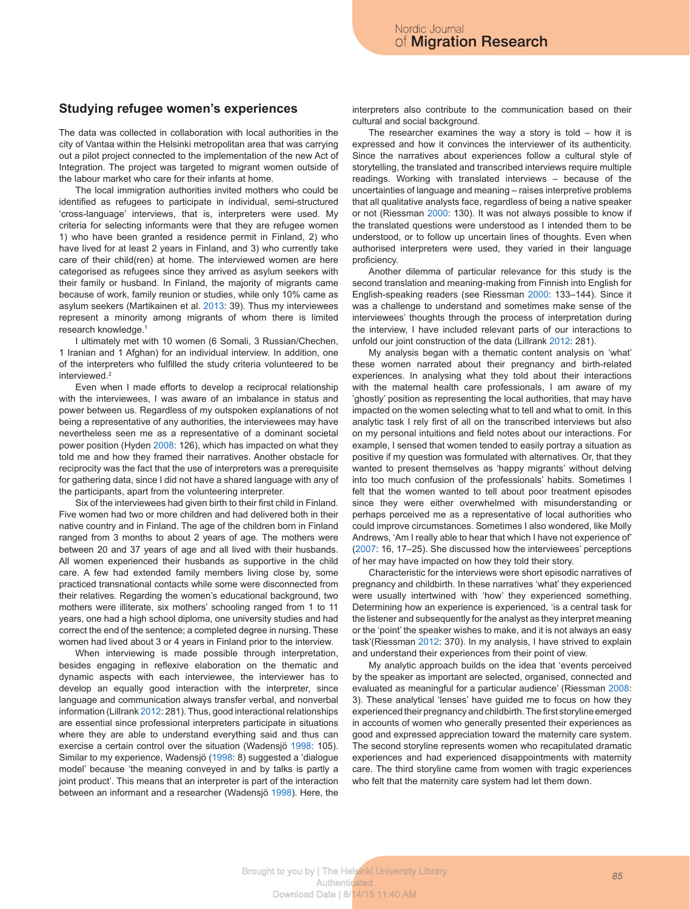## Studying refugee women's experiences

The data was collected in collaboration with local authorities in the city of Vantaa within the Helsinki metropolitan area that was carrying out a pilot project connected to the implementation of the new Act of Integration. The project was targeted to migrant women outside of the labour market who care for their infants at home.

The local immigration authorities invited mothers who could be identified as refugees to participate in individual, semi-structured 'cross-language' interviews, that is, interpreters were used. My criteria for selecting informants were that they are refugee women 1) who have been granted a residence permit in Finland, 2) who have lived for at least 2 years in Finland, and 3) who currently take care of their child(ren) at home. The interviewed women are here categorised as refugees since they arrived as asylum seekers with their family or husband. In Finland, the majority of migrants came because of work, family reunion or studies, while only 10% came as asylum seekers (Martikainen et al. 2013: 39). Thus my interviewees represent a minority among migrants of whom there is limited research knowledge.[1]

I ultimately met with 10 women (6 Somali, 3 Russian/Chechen, 1 Iranian and 1 Afghan) for an individual interview. In addition, one of the interpreters who fulfilled the study criteria volunteered to be interviewed.[2]

Even when I made efforts to develop a reciprocal relationship with the interviewees, I was aware of an imbalance in status and power between us. Regardless of my outspoken explanations of not being a representative of any authorities, the interviewees may have nevertheless seen me as a representative of a dominant societal power position (Hyden 2008: 126), which has impacted on what they told me and how they framed their narratives. Another obstacle for reciprocity was the fact that the use of interpreters was a prerequisite for gathering data, since I did not have a shared language with any of the participants, apart from the volunteering interpreter.

Six of the interviewees had given birth to their first child in Finland. Five women had two or more children and had delivered both in their native country and in Finland. The age of the children born in Finland ranged from 3 months to about 2 years of age. The mothers were between 20 and 37 years of age and all lived with their husbands. All women experienced their husbands as supportive in the child care. A few had extended family members living close by, some practiced transnational contacts while some were disconnected from their relatives. Regarding the women's educational background, two mothers were illiterate, six mothers' schooling ranged from 1 to 11 years, one had a high school diploma, one university studies and had correct the end of the sentence; a completed degree in nursing. These women had lived about 3 or 4 years in Finland prior to the interview.

When interviewing is made possible through interpretation, besides engaging in reflexive elaboration on the thematic and dynamic aspects with each interviewee, the interviewer has to develop an equally good interaction with the interpreter, since language and communication always transfer verbal, and nonverbal information (Lillrank 2012: 281). Thus, good interactional relationships are essential since professional interpreters participate in situations where they are able to understand everything said and thus can exercise a certain control over the situation (Wadensjö 1998: 105). Similar to my experience, Wadensjö (1998: 8) suggested a 'dialogue model' because 'the meaning conveyed in and by talks is partly a joint product'. This means that an interpreter is part of the interaction between an informant and a researcher (Wadensjö 1998). Here, the interpreters also contribute to the communication based on their cultural and social background.

The researcher examines the way a story is told – how it is expressed and how it convinces the interviewer of its authenticity. Since the narratives about experiences follow a cultural style of storytelling, the translated and transcribed interviews require multiple readings. Working with translated interviews – because of the uncertainties of language and meaning – raises interpretive problems that all qualitative analysts face, regardless of being a native speaker or not (Riessman 2000: 130). It was not always possible to know if the translated questions were understood as I intended them to be understood, or to follow up uncertain lines of thoughts. Even when authorised interpreters were used, they varied in their language proficiency.

Another dilemma of particular relevance for this study is the second translation and meaning-making from Finnish into English for English-speaking readers (see Riessman 2000: 133–144). Since it was a challenge to understand and sometimes make sense of the interviewees' thoughts through the process of interpretation during the interview, I have included relevant parts of our interactions to unfold our joint construction of the data (Lillrank 2012: 281).

My analysis began with a thematic content analysis on 'what' these women narrated about their pregnancy and birth-related experiences. In analysing what they told about their interactions with the maternal health care professionals, I am aware of my 'ghostly' position as representing the local authorities, that may have impacted on the women selecting what to tell and what to omit. In this analytic task I rely first of all on the transcribed interviews but also on my personal intuitions and field notes about our interactions. For example, I sensed that women tended to easily portray a situation as positive if my question was formulated with alternatives. Or, that they wanted to present themselves as 'happy migrants' without delving into too much confusion of the professionals' habits. Sometimes I felt that the women wanted to tell about poor treatment episodes since they were either overwhelmed with misunderstanding or perhaps perceived me as a representative of local authorities who could improve circumstances. Sometimes I also wondered, like Molly Andrews, 'Am I really able to hear that which I have not experience of' (2007: 16, 17–25). She discussed how the interviewees' perceptions of her may have impacted on how they told their story.

Characteristic for the interviews were short episodic narratives of pregnancy and childbirth. In these narratives 'what' they experienced were usually intertwined with 'how' they experienced something. Determining how an experience is experienced, 'is a central task for the listener and subsequently for the analyst as they interpret meaning or the 'point' the speaker wishes to make, and it is not always an easy task'(Riessman 2012: 370). In my analysis, I have strived to explain and understand their experiences from their point of view.

My analytic approach builds on the idea that 'events perceived by the speaker as important are selected, organised, connected and evaluated as meaningful for a particular audience' (Riessman 2008: 3). These analytical 'lenses' have guided me to focus on how they experienced their pregnancy and childbirth. The first storyline emerged in accounts of women who generally presented their experiences as good and expressed appreciation toward the maternity care system. The second storyline represents women who recapitulated dramatic experiences and had experienced disappointments with maternity care. The third storyline came from women with tragic experiences who felt that the maternity care system had let them down.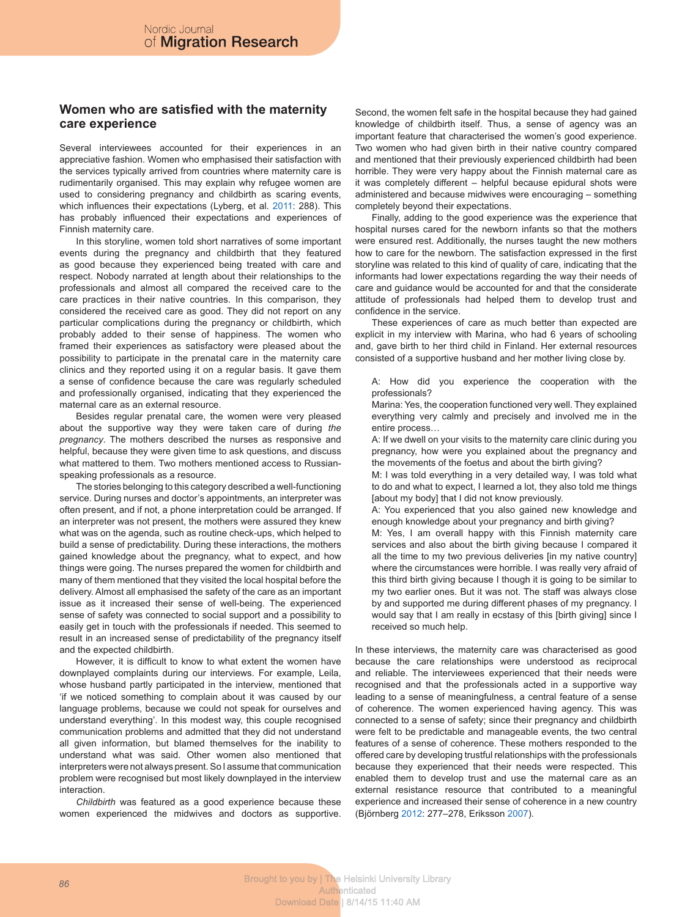## Women who are satisfied with the maternity care experience

Several interviewees accounted for their experiences in an appreciative fashion. Women who emphasised their satisfaction with the services typically arrived from countries where maternity care is rudimentarily organised. This may explain why refugee women are used to considering pregnancy and childbirth as scaring events, which influences their expectations (Lyberg, et al. 2011: 288). This has probably influenced their expectations and experiences of Finnish maternity care.

In this storyline, women told short narratives of some important events during the pregnancy and childbirth that they featured as good because they experienced being treated with care and respect. Nobody narrated at length about their relationships to the professionals and almost all compared the received care to the care practices in their native countries. In this comparison, they considered the received care as good. They did not report on any particular complications during the pregnancy or childbirth, which probably added to their sense of happiness. The women who framed their experiences as satisfactory were pleased about the possibility to participate in the prenatal care in the maternity care clinics and they reported using it on a regular basis. It gave them a sense of confidence because the care was regularly scheduled and professionally organised, indicating that they experienced the maternal care as an external resource.

Besides regular prenatal care, the women were very pleased about the supportive way they were taken care of during *the pregnancy*. The mothers described the nurses as responsive and helpful, because they were given time to ask questions, and discuss what mattered to them. Two mothers mentioned access to Russian-speaking professionals as a resource.

The stories belonging to this category described a well-functioning service. During nurses and doctor's appointments, an interpreter was often present, and if not, a phone interpretation could be arranged. If an interpreter was not present, the mothers were assured they knew what was on the agenda, such as routine check-ups, which helped to build a sense of predictability. During these interactions, the mothers gained knowledge about the pregnancy, what to expect, and how things were going. The nurses prepared the women for childbirth and many of them mentioned that they visited the local hospital before the delivery. Almost all emphasised the safety of the care as an important issue as it increased their sense of well-being. The experienced sense of safety was connected to social support and a possibility to easily get in touch with the professionals if needed. This seemed to result in an increased sense of predictability of the pregnancy itself and the expected childbirth.

However, it is difficult to know to what extent the women have downplayed complaints during our interviews. For example, Leila, whose husband partly participated in the interview, mentioned that 'if we noticed something to complain about it was caused by our language problems, because we could not speak for ourselves and understand everything'. In this modest way, this couple recognised communication problems and admitted that they did not understand all given information, but blamed themselves for the inability to understand what was said. Other women also mentioned that interpreters were not always present. So I assume that communication problem were recognised but most likely downplayed in the interview interaction.

*Childbirth* was featured as a good experience because these women experienced the midwives and doctors as supportive. Second, the women felt safe in the hospital because they had gained knowledge of childbirth itself. Thus, a sense of agency was an important feature that characterised the women's good experience. Two women who had given birth in their native country compared and mentioned that their previously experienced childbirth had been horrible. They were very happy about the Finnish maternal care as it was completely different – helpful because epidural shots were administered and because midwives were encouraging – something completely beyond their expectations.

Finally, adding to the good experience was the experience that hospital nurses cared for the newborn infants so that the mothers were ensured rest. Additionally, the nurses taught the new mothers how to care for the newborn. The satisfaction expressed in the first storyline was related to this kind of quality of care, indicating that the informants had lower expectations regarding the way their needs of care and guidance would be accounted for and that the considerate attitude of professionals had helped them to develop trust and confidence in the service.

These experiences of care as much better than expected are explicit in my interview with Marina, who had 6 years of schooling and, gave birth to her third child in Finland. Her external resources consisted of a supportive husband and her mother living close by.

> A: How did you experience the cooperation with the professionals?
> Marina: Yes, the cooperation functioned very well. They explained everything very calmly and precisely and involved me in the entire process…
> A: If we dwell on your visits to the maternity care clinic during you pregnancy, how were you explained about the pregnancy and the movements of the foetus and about the birth giving?
> M: I was told everything in a very detailed way, I was told what to do and what to expect, I learned a lot, they also told me things [about my body] that I did not know previously.
> A: You experienced that you also gained new knowledge and enough knowledge about your pregnancy and birth giving?
> M: Yes, I am overall happy with this Finnish maternity care services and also about the birth giving because I compared it all the time to my two previous deliveries [in my native country] where the circumstances were horrible. I was really very afraid of this third birth giving because I though it is going to be similar to my two earlier ones. But it was not. The staff was always close by and supported me during different phases of my pregnancy. I would say that I am really in ecstasy of this [birth giving] since I received so much help.

In these interviews, the maternity care was characterised as good because the care relationships were understood as reciprocal and reliable. The interviewees experienced that their needs were recognised and that the professionals acted in a supportive way leading to a sense of meaningfulness, a central feature of a sense of coherence. The women experienced having agency. This was connected to a sense of safety; since their pregnancy and childbirth were felt to be predictable and manageable events, the two central features of a sense of coherence. These mothers responded to the offered care by developing trustful relationships with the professionals because they experienced that their needs were respected. This enabled them to develop trust and use the maternal care as an external resistance resource that contributed to a meaningful experience and increased their sense of coherence in a new country (Björnberg 2012: 277–278, Eriksson 2007).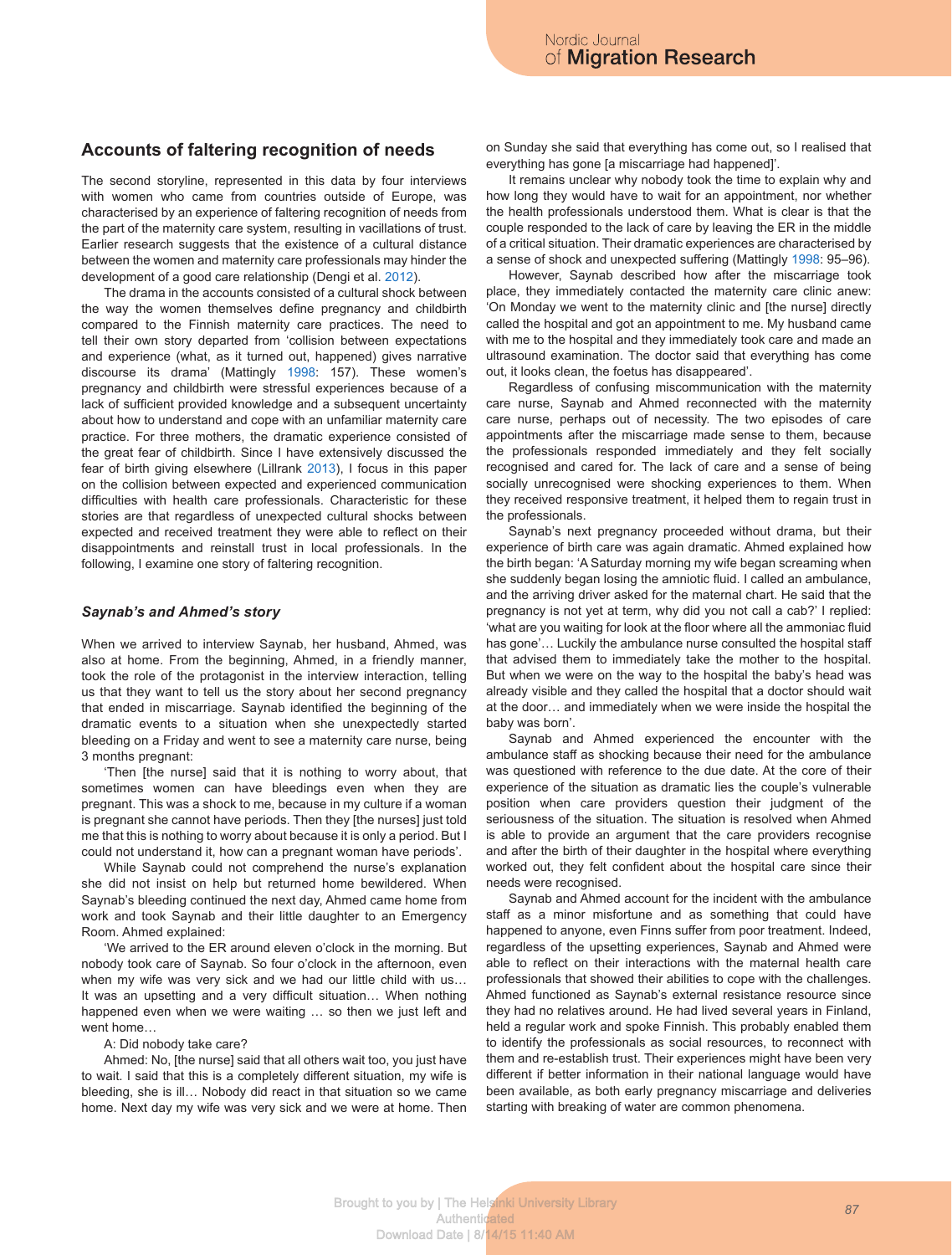## Accounts of faltering recognition of needs

The second storyline, represented in this data by four interviews with women who came from countries outside of Europe, was characterised by an experience of faltering recognition of needs from the part of the maternity care system, resulting in vacillations of trust. Earlier research suggests that the existence of a cultural distance between the women and maternity care professionals may hinder the development of a good care relationship (Dengi et al. 2012).

The drama in the accounts consisted of a cultural shock between the way the women themselves define pregnancy and childbirth compared to the Finnish maternity care practices. The need to tell their own story departed from 'collision between expectations and experience (what, as it turned out, happened) gives narrative discourse its drama' (Mattingly 1998: 157). These women's pregnancy and childbirth were stressful experiences because of a lack of sufficient provided knowledge and a subsequent uncertainty about how to understand and cope with an unfamiliar maternity care practice. For three mothers, the dramatic experience consisted of the great fear of childbirth. Since I have extensively discussed the fear of birth giving elsewhere (Lillrank 2013), I focus in this paper on the collision between expected and experienced communication difficulties with health care professionals. Characteristic for these stories are that regardless of unexpected cultural shocks between expected and received treatment they were able to reflect on their disappointments and reinstall trust in local professionals. In the following, I examine one story of faltering recognition.

### *Saynab's and Ahmed's story*

When we arrived to interview Saynab, her husband, Ahmed, was also at home. From the beginning, Ahmed, in a friendly manner, took the role of the protagonist in the interview interaction, telling us that they want to tell us the story about her second pregnancy that ended in miscarriage. Saynab identified the beginning of the dramatic events to a situation when she unexpectedly started bleeding on a Friday and went to see a maternity care nurse, being 3 months pregnant:

'Then [the nurse] said that it is nothing to worry about, that sometimes women can have bleedings even when they are pregnant. This was a shock to me, because in my culture if a woman is pregnant she cannot have periods. Then they [the nurses] just told me that this is nothing to worry about because it is only a period. But I could not understand it, how can a pregnant woman have periods'.

While Saynab could not comprehend the nurse's explanation she did not insist on help but returned home bewildered. When Saynab's bleeding continued the next day, Ahmed came home from work and took Saynab and their little daughter to an Emergency Room. Ahmed explained:

'We arrived to the ER around eleven o'clock in the morning. But nobody took care of Saynab. So four o'clock in the afternoon, even when my wife was very sick and we had our little child with us… It was an upsetting and a very difficult situation… When nothing happened even when we were waiting … so then we just left and went home…

A: Did nobody take care?

Ahmed: No, [the nurse] said that all others wait too, you just have to wait. I said that this is a completely different situation, my wife is bleeding, she is ill… Nobody did react in that situation so we came home. Next day my wife was very sick and we were at home. Then on Sunday she said that everything has come out, so I realised that everything has gone [a miscarriage had happened]'.

It remains unclear why nobody took the time to explain why and how long they would have to wait for an appointment, nor whether the health professionals understood them. What is clear is that the couple responded to the lack of care by leaving the ER in the middle of a critical situation. Their dramatic experiences are characterised by a sense of shock and unexpected suffering (Mattingly 1998: 95–96).

However, Saynab described how after the miscarriage took place, they immediately contacted the maternity care clinic anew: 'On Monday we went to the maternity clinic and [the nurse] directly called the hospital and got an appointment to me. My husband came with me to the hospital and they immediately took care and made an ultrasound examination. The doctor said that everything has come out, it looks clean, the foetus has disappeared'.

Regardless of confusing miscommunication with the maternity care nurse, Saynab and Ahmed reconnected with the maternity care nurse, perhaps out of necessity. The two episodes of care appointments after the miscarriage made sense to them, because the professionals responded immediately and they felt socially recognised and cared for. The lack of care and a sense of being socially unrecognised were shocking experiences to them. When they received responsive treatment, it helped them to regain trust in the professionals.

Saynab's next pregnancy proceeded without drama, but their experience of birth care was again dramatic. Ahmed explained how the birth began: 'A Saturday morning my wife began screaming when she suddenly began losing the amniotic fluid. I called an ambulance, and the arriving driver asked for the maternal chart. He said that the pregnancy is not yet at term, why did you not call a cab?' I replied: 'what are you waiting for look at the floor where all the ammoniac fluid has gone'… Luckily the ambulance nurse consulted the hospital staff that advised them to immediately take the mother to the hospital. But when we were on the way to the hospital the baby's head was already visible and they called the hospital that a doctor should wait at the door… and immediately when we were inside the hospital the baby was born'.

Saynab and Ahmed experienced the encounter with the ambulance staff as shocking because their need for the ambulance was questioned with reference to the due date. At the core of their experience of the situation as dramatic lies the couple's vulnerable position when care providers question their judgment of the seriousness of the situation. The situation is resolved when Ahmed is able to provide an argument that the care providers recognise and after the birth of their daughter in the hospital where everything worked out, they felt confident about the hospital care since their needs were recognised.

Saynab and Ahmed account for the incident with the ambulance staff as a minor misfortune and as something that could have happened to anyone, even Finns suffer from poor treatment. Indeed, regardless of the upsetting experiences, Saynab and Ahmed were able to reflect on their interactions with the maternal health care professionals that showed their abilities to cope with the challenges. Ahmed functioned as Saynab's external resistance resource since they had no relatives around. He had lived several years in Finland, held a regular work and spoke Finnish. This probably enabled them to identify the professionals as social resources, to reconnect with them and re-establish trust. Their experiences might have been very different if better information in their national language would have been available, as both early pregnancy miscarriage and deliveries starting with breaking of water are common phenomena.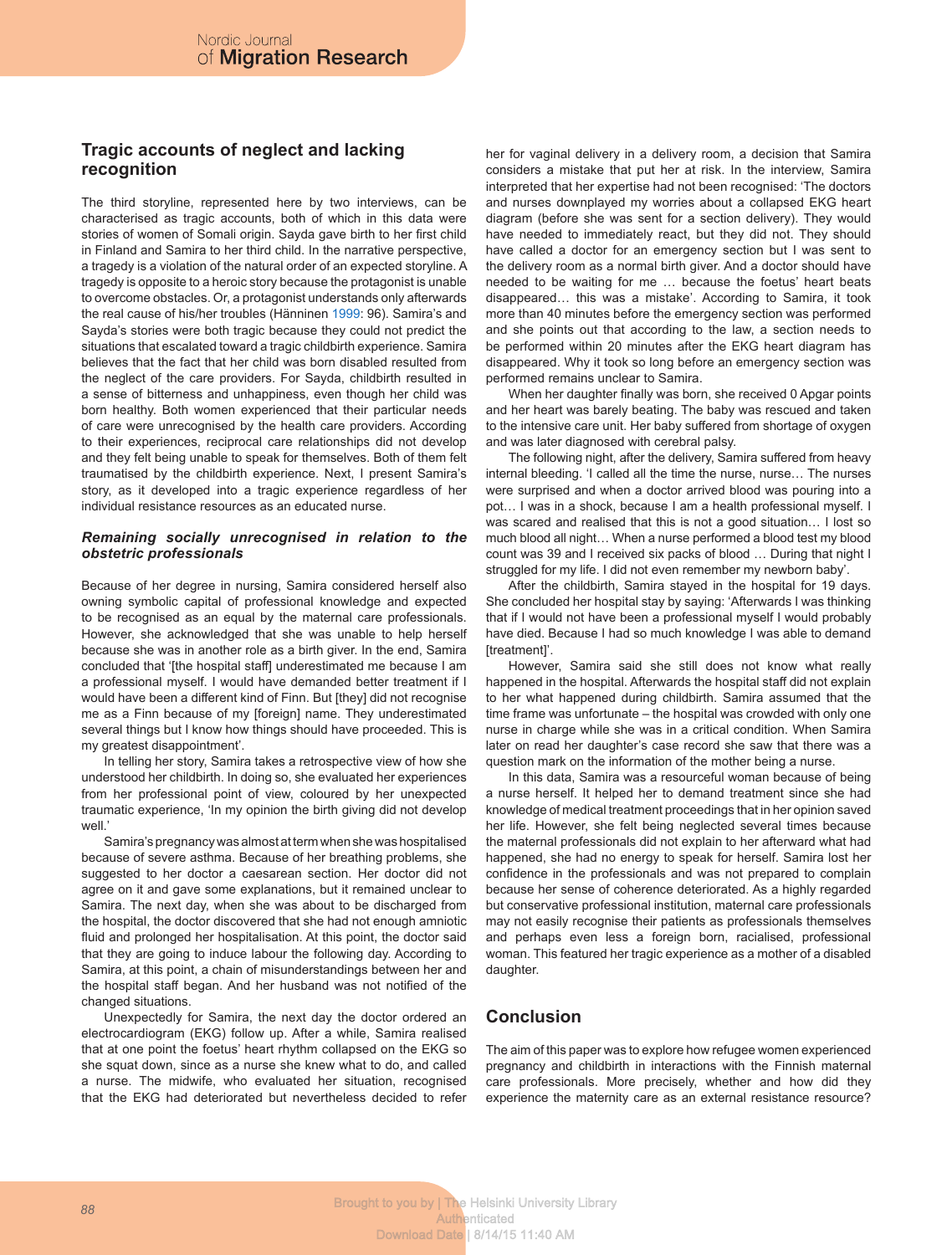## Tragic accounts of neglect and lacking recognition

The third storyline, represented here by two interviews, can be characterised as tragic accounts, both of which in this data were stories of women of Somali origin. Sayda gave birth to her first child in Finland and Samira to her third child. In the narrative perspective, a tragedy is a violation of the natural order of an expected storyline. A tragedy is opposite to a heroic story because the protagonist is unable to overcome obstacles. Or, a protagonist understands only afterwards the real cause of his/her troubles (Hänninen 1999: 96). Samira's and Sayda's stories were both tragic because they could not predict the situations that escalated toward a tragic childbirth experience. Samira believes that the fact that her child was born disabled resulted from the neglect of the care providers. For Sayda, childbirth resulted in a sense of bitterness and unhappiness, even though her child was born healthy. Both women experienced that their particular needs of care were unrecognised by the health care providers. According to their experiences, reciprocal care relationships did not develop and they felt being unable to speak for themselves. Both of them felt traumatised by the childbirth experience. Next, I present Samira's story, as it developed into a tragic experience regardless of her individual resistance resources as an educated nurse.

### *Remaining socially unrecognised in relation to the obstetric professionals*

Because of her degree in nursing, Samira considered herself also owning symbolic capital of professional knowledge and expected to be recognised as an equal by the maternal care professionals. However, she acknowledged that she was unable to help herself because she was in another role as a birth giver. In the end, Samira concluded that '[the hospital staff] underestimated me because I am a professional myself. I would have demanded better treatment if I would have been a different kind of Finn. But [they] did not recognise me as a Finn because of my [foreign] name. They underestimated several things but I know how things should have proceeded. This is my greatest disappointment'.

In telling her story, Samira takes a retrospective view of how she understood her childbirth. In doing so, she evaluated her experiences from her professional point of view, coloured by her unexpected traumatic experience, 'In my opinion the birth giving did not develop well.'

Samira's pregnancy was almost at term when she was hospitalised because of severe asthma. Because of her breathing problems, she suggested to her doctor a caesarean section. Her doctor did not agree on it and gave some explanations, but it remained unclear to Samira. The next day, when she was about to be discharged from the hospital, the doctor discovered that she had not enough amniotic fluid and prolonged her hospitalisation. At this point, the doctor said that they are going to induce labour the following day. According to Samira, at this point, a chain of misunderstandings between her and the hospital staff began. And her husband was not notified of the changed situations.

Unexpectedly for Samira, the next day the doctor ordered an electrocardiogram (EKG) follow up. After a while, Samira realised that at one point the foetus' heart rhythm collapsed on the EKG so she squat down, since as a nurse she knew what to do, and called a nurse. The midwife, who evaluated her situation, recognised that the EKG had deteriorated but nevertheless decided to refer her for vaginal delivery in a delivery room, a decision that Samira considers a mistake that put her at risk. In the interview, Samira interpreted that her expertise had not been recognised: 'The doctors and nurses downplayed my worries about a collapsed EKG heart diagram (before she was sent for a section delivery). They would have needed to immediately react, but they did not. They should have called a doctor for an emergency section but I was sent to the delivery room as a normal birth giver. And a doctor should have needed to be waiting for me … because the foetus' heart beats disappeared… this was a mistake'. According to Samira, it took more than 40 minutes before the emergency section was performed and she points out that according to the law, a section needs to be performed within 20 minutes after the EKG heart diagram has disappeared. Why it took so long before an emergency section was performed remains unclear to Samira.

When her daughter finally was born, she received 0 Apgar points and her heart was barely beating. The baby was rescued and taken to the intensive care unit. Her baby suffered from shortage of oxygen and was later diagnosed with cerebral palsy.

The following night, after the delivery, Samira suffered from heavy internal bleeding. 'I called all the time the nurse, nurse… The nurses were surprised and when a doctor arrived blood was pouring into a pot… I was in a shock, because I am a health professional myself. I was scared and realised that this is not a good situation… I lost so much blood all night… When a nurse performed a blood test my blood count was 39 and I received six packs of blood … During that night I struggled for my life. I did not even remember my newborn baby'.

After the childbirth, Samira stayed in the hospital for 19 days. She concluded her hospital stay by saying: 'Afterwards I was thinking that if I would not have been a professional myself I would probably have died. Because I had so much knowledge I was able to demand [treatment]'.

However, Samira said she still does not know what really happened in the hospital. Afterwards the hospital staff did not explain to her what happened during childbirth. Samira assumed that the time frame was unfortunate – the hospital was crowded with only one nurse in charge while she was in a critical condition. When Samira later on read her daughter's case record she saw that there was a question mark on the information of the mother being a nurse.

In this data, Samira was a resourceful woman because of being a nurse herself. It helped her to demand treatment since she had knowledge of medical treatment proceedings that in her opinion saved her life. However, she felt being neglected several times because the maternal professionals did not explain to her afterward what had happened, she had no energy to speak for herself. Samira lost her confidence in the professionals and was not prepared to complain because her sense of coherence deteriorated. As a highly regarded but conservative professional institution, maternal care professionals may not easily recognise their patients as professionals themselves and perhaps even less a foreign born, racialised, professional woman. This featured her tragic experience as a mother of a disabled daughter.

## Conclusion

The aim of this paper was to explore how refugee women experienced pregnancy and childbirth in interactions with the Finnish maternal care professionals. More precisely, whether and how did they experience the maternity care as an external resistance resource?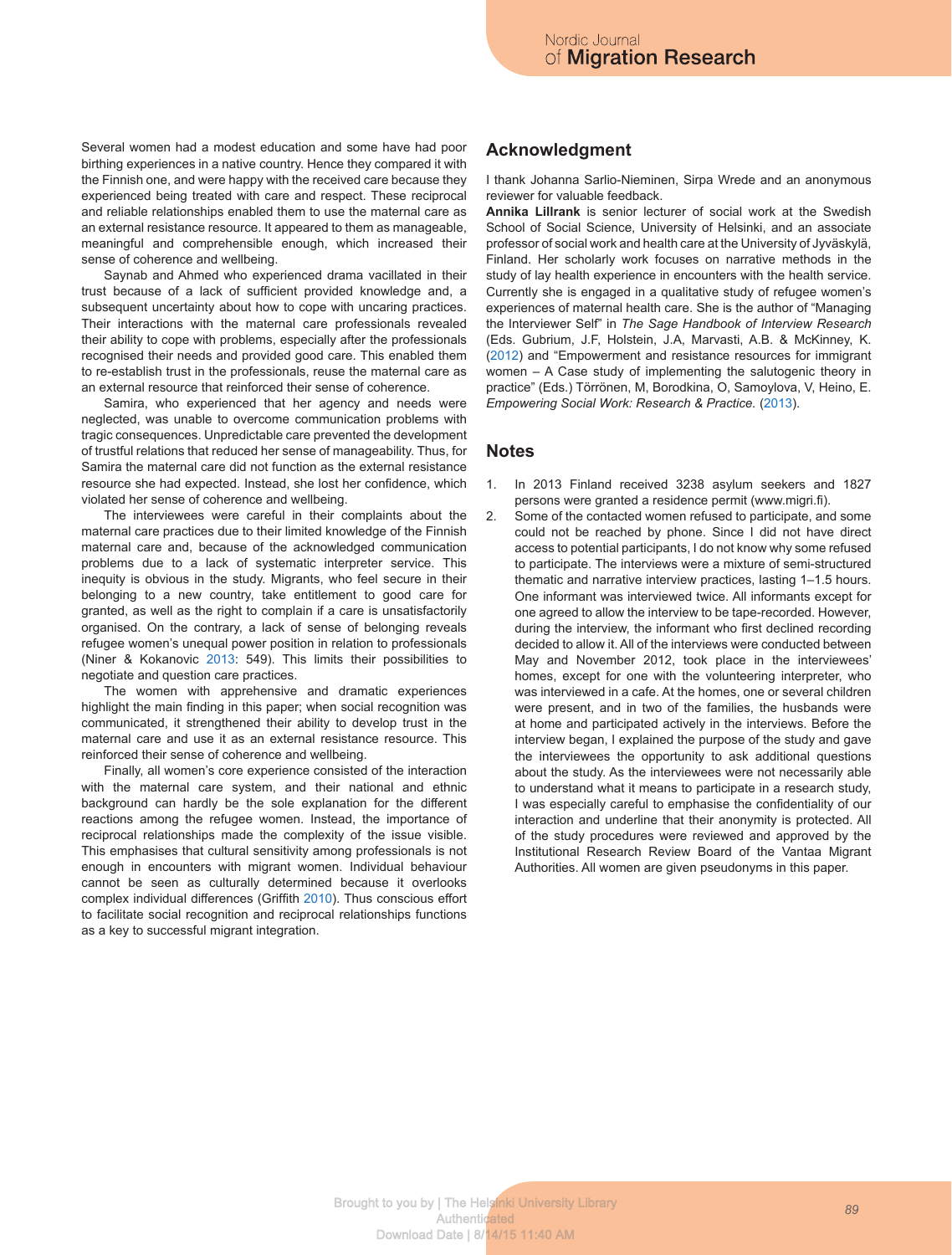Several women had a modest education and some have had poor birthing experiences in a native country. Hence they compared it with the Finnish one, and were happy with the received care because they experienced being treated with care and respect. These reciprocal and reliable relationships enabled them to use the maternal care as an external resistance resource. It appeared to them as manageable, meaningful and comprehensible enough, which increased their sense of coherence and wellbeing.

Saynab and Ahmed who experienced drama vacillated in their trust because of a lack of sufficient provided knowledge and, a subsequent uncertainty about how to cope with uncaring practices. Their interactions with the maternal care professionals revealed their ability to cope with problems, especially after the professionals recognised their needs and provided good care. This enabled them to re-establish trust in the professionals, reuse the maternal care as an external resource that reinforced their sense of coherence.

Samira, who experienced that her agency and needs were neglected, was unable to overcome communication problems with tragic consequences. Unpredictable care prevented the development of trustful relations that reduced her sense of manageability. Thus, for Samira the maternal care did not function as the external resistance resource she had expected. Instead, she lost her confidence, which violated her sense of coherence and wellbeing.

The interviewees were careful in their complaints about the maternal care practices due to their limited knowledge of the Finnish maternal care and, because of the acknowledged communication problems due to a lack of systematic interpreter service. This inequity is obvious in the study. Migrants, who feel secure in their belonging to a new country, take entitlement to good care for granted, as well as the right to complain if a care is unsatisfactorily organised. On the contrary, a lack of sense of belonging reveals refugee women's unequal power position in relation to professionals (Niner & Kokanovic 2013: 549). This limits their possibilities to negotiate and question care practices.

The women with apprehensive and dramatic experiences highlight the main finding in this paper; when social recognition was communicated, it strengthened their ability to develop trust in the maternal care and use it as an external resistance resource. This reinforced their sense of coherence and wellbeing.

Finally, all women's core experience consisted of the interaction with the maternal care system, and their national and ethnic background can hardly be the sole explanation for the different reactions among the refugee women. Instead, the importance of reciprocal relationships made the complexity of the issue visible. This emphasises that cultural sensitivity among professionals is not enough in encounters with migrant women. Individual behaviour cannot be seen as culturally determined because it overlooks complex individual differences (Griffith 2010). Thus conscious effort to facilitate social recognition and reciprocal relationships functions as a key to successful migrant integration.

## Acknowledgment

I thank Johanna Sarlio-Nieminen, Sirpa Wrede and an anonymous reviewer for valuable feedback.

**Annika Lillrank** is senior lecturer of social work at the Swedish School of Social Science, University of Helsinki, and an associate professor of social work and health care at the University of Jyväskylä, Finland. Her scholarly work focuses on narrative methods in the study of lay health experience in encounters with the health service. Currently she is engaged in a qualitative study of refugee women's experiences of maternal health care. She is the author of "Managing the Interviewer Self" in *The Sage Handbook of Interview Research* (Eds. Gubrium, J.F, Holstein, J.A, Marvasti, A.B. & McKinney, K. (2012) and "Empowerment and resistance resources for immigrant women – A Case study of implementing the salutogenic theory in practice" (Eds.) Törrönen, M, Borodkina, O, Samoylova, V, Heino, E. *Empowering Social Work: Research & Practice.* (2013).

## Notes

1. In 2013 Finland received 3238 asylum seekers and 1827 persons were granted a residence permit (www.migri.fi).
2. Some of the contacted women refused to participate, and some could not be reached by phone. Since I did not have direct access to potential participants, I do not know why some refused to participate. The interviews were a mixture of semi-structured thematic and narrative interview practices, lasting 1–1.5 hours. One informant was interviewed twice. All informants except for one agreed to allow the interview to be tape-recorded. However, during the interview, the informant who first declined recording decided to allow it. All of the interviews were conducted between May and November 2012, took place in the interviewees' homes, except for one with the volunteering interpreter, who was interviewed in a cafe. At the homes, one or several children were present, and in two of the families, the husbands were at home and participated actively in the interviews. Before the interview began, I explained the purpose of the study and gave the interviewees the opportunity to ask additional questions about the study. As the interviewees were not necessarily able to understand what it means to participate in a research study, I was especially careful to emphasise the confidentiality of our interaction and underline that their anonymity is protected. All of the study procedures were reviewed and approved by the Institutional Research Review Board of the Vantaa Migrant Authorities. All women are given pseudonyms in this paper.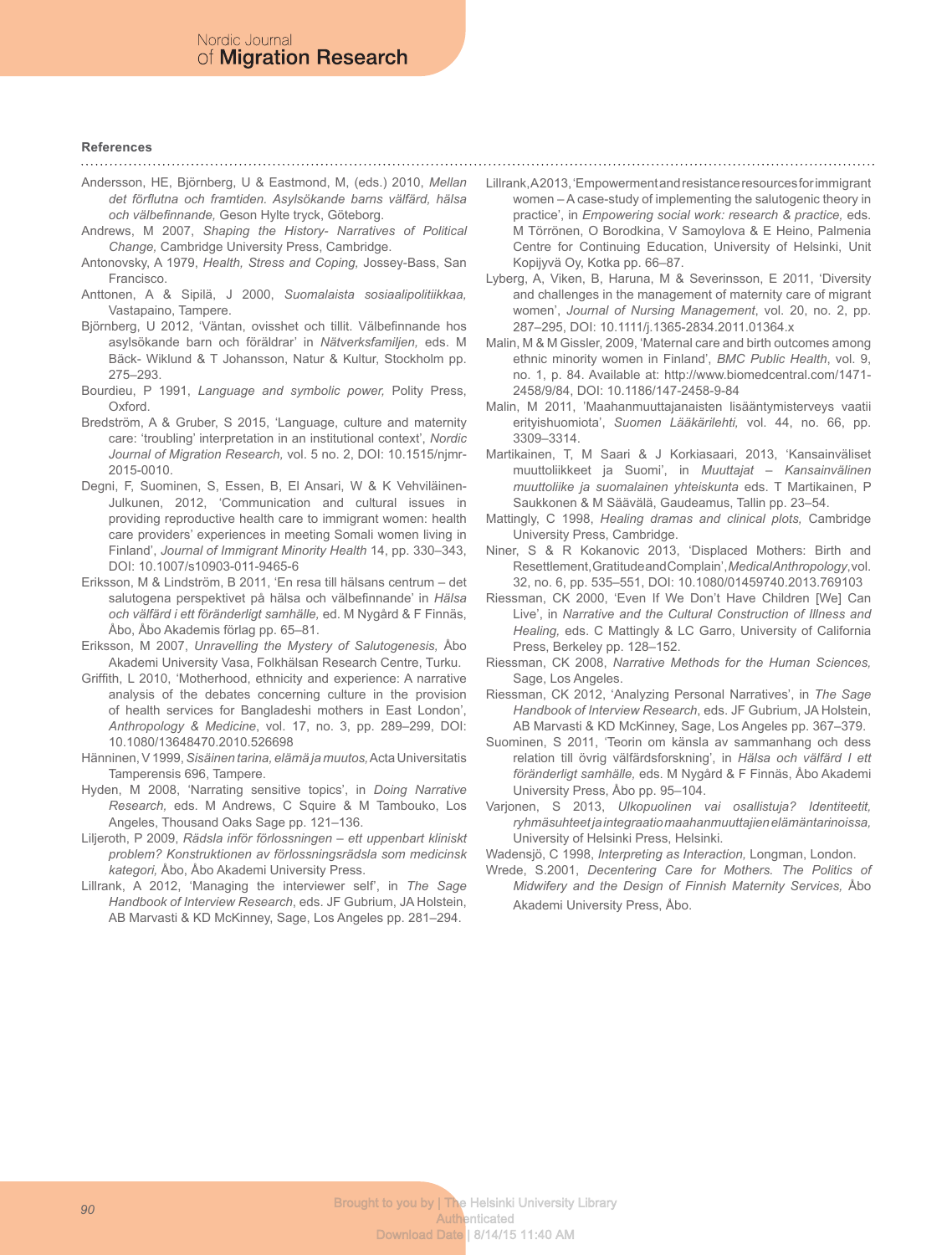## References

Andersson, HE, Björnberg, U & Eastmond, M, (eds.) 2010, *Mellan det förflutna och framtiden. Asylsökande barns välfärd, hälsa och välbefinnande,* Geson Hylte tryck, Göteborg.

Andrews, M 2007, *Shaping the History- Narratives of Political Change,* Cambridge University Press, Cambridge.

Antonovsky, A 1979, *Health, Stress and Coping,* Jossey-Bass, San Francisco.

Anttonen, A & Sipilä, J 2000, *Suomalaista sosiaalipolitiikkaa,* Vastapaino, Tampere.

Björnberg, U 2012, 'Väntan, ovisshet och tillit. Välbefinnande hos asylsökande barn och föräldrar' in *Nätverksfamiljen,* eds. M Bäck- Wiklund & T Johansson, Natur & Kultur, Stockholm pp. 275–293.

Bourdieu, P 1991, *Language and symbolic power,* Polity Press, Oxford.

Bredström, A & Gruber, S 2015, 'Language, culture and maternity care: 'troubling' interpretation in an institutional context', *Nordic Journal of Migration Research,* vol. 5 no. 2, DOI: 10.1515/njmr-2015-0010.

Degni, F, Suominen, S, Essen, B, El Ansari, W & K Vehviläinen-Julkunen, 2012, 'Communication and cultural issues in providing reproductive health care to immigrant women: health care providers' experiences in meeting Somali women living in Finland', *Journal of Immigrant Minority Health* 14, pp. 330–343, DOI: 10.1007/s10903-011-9465-6

Eriksson, M & Lindström, B 2011, 'En resa till hälsans centrum – det salutogena perspektivet på hälsa och välbefinnande' in *Hälsa och välfärd i ett föränderligt samhälle,* ed. M Nygård & F Finnäs, Åbo, Åbo Akademis förlag pp. 65–81.

Eriksson, M 2007, *Unravelling the Mystery of Salutogenesis,* Åbo Akademi University Vasa, Folkhälsan Research Centre, Turku.

Griffith, L 2010, 'Motherhood, ethnicity and experience: A narrative analysis of the debates concerning culture in the provision of health services for Bangladeshi mothers in East London', *Anthropology & Medicine*, vol. 17, no. 3, pp. 289–299, DOI: 10.1080/13648470.2010.526698

Hänninen, V 1999, *Sisäinen tarina, elämä ja muutos,* Acta Universitatis Tamperensis 696, Tampere.

Hyden, M 2008, 'Narrating sensitive topics', in *Doing Narrative Research,* eds. M Andrews, C Squire & M Tambouko, Los Angeles, Thousand Oaks Sage pp. 121–136.

Liljeroth, P 2009, *Rädsla inför förlossningen – ett uppenbart kliniskt problem? Konstruktionen av förlossningsrädsla som medicinsk kategori,* Åbo, Åbo Akademi University Press.

Lillrank, A 2012, 'Managing the interviewer self', in *The Sage Handbook of Interview Research*, eds. JF Gubrium, JA Holstein, AB Marvasti & KD McKinney, Sage, Los Angeles pp. 281–294.

Lillrank, A 2013, 'Empowerment and resistance resources for immigrant women – A case-study of implementing the salutogenic theory in practice', in *Empowering social work: research & practice,* eds. M Törrönen, O Borodkina, V Samoylova & E Heino, Palmenia Centre for Continuing Education, University of Helsinki, Unit Kopijyvä Oy, Kotka pp. 66–87.

Lyberg, A, Viken, B, Haruna, M & Severinsson, E 2011, 'Diversity and challenges in the management of maternity care of migrant women', *Journal of Nursing Management*, vol. 20, no. 2, pp. 287–295, DOI: 10.1111/j.1365-2834.2011.01364.x

Malin, M & M Gissler, 2009, 'Maternal care and birth outcomes among ethnic minority women in Finland', *BMC Public Health,* vol. 9, no. 1, p. 84. Available at: http://www.biomedcentral.com/1471-2458/9/84, DOI: 10.1186/147-2458-9-84

Malin, M 2011, 'Maahanmuuttajanaisten lisääntymisterveys vaatii erityishuomiota', *Suomen Lääkärilehti,* vol. 44, no. 66, pp. 3309–3314.

Martikainen, T, M Saari & J Korkiasaari, 2013, 'Kansainväliset muuttoliikkeet ja Suomi', in *Muuttajat – Kansainvälinen muuttoliike ja suomalainen yhteiskunta* eds. T Martikainen, P Saukkonen & M Säävälä, Gaudeamus, Tallin pp. 23–54.

Mattingly, C 1998, *Healing dramas and clinical plots,* Cambridge University Press, Cambridge.

Niner, S & R Kokanovic 2013, 'Displaced Mothers: Birth and Resettlement, Gratitude and Complain', *Medical Anthropology*, vol. 32, no. 6, pp. 535–551, DOI: 10.1080/01459740.2013.769103

Riessman, CK 2000, 'Even If We Don't Have Children [We] Can Live', in *Narrative and the Cultural Construction of Illness and Healing,* eds. C Mattingly & LC Garro, University of California Press, Berkeley pp. 128–152.

Riessman, CK 2008, *Narrative Methods for the Human Sciences,* Sage, Los Angeles.

Riessman, CK 2012, 'Analyzing Personal Narratives', in *The Sage Handbook of Interview Research*, eds. JF Gubrium, JA Holstein, AB Marvasti & KD McKinney, Sage, Los Angeles pp. 367–379.

Suominen, S 2011, 'Teorin om känsla av sammanhang och dess relation till övrig välfärdsforskning', in *Hälsa och välfärd I ett föränderligt samhälle,* eds. M Nygård & F Finnäs, Åbo Akademi University Press, Åbo pp. 95–104.

Varjonen, S 2013, *Ulkopuolinen vai osallistuja? Identiteetit, ryhmäsuhteet ja integraatio maahanmuuttajien elämäntarinoissa,* University of Helsinki Press, Helsinki.

Wadensjö, C 1998, *Interpreting as Interaction,* Longman, London.

Wrede, S.2001, *Decentering Care for Mothers. The Politics of Midwifery and the Design of Finnish Maternity Services,* Åbo Akademi University Press, Åbo.